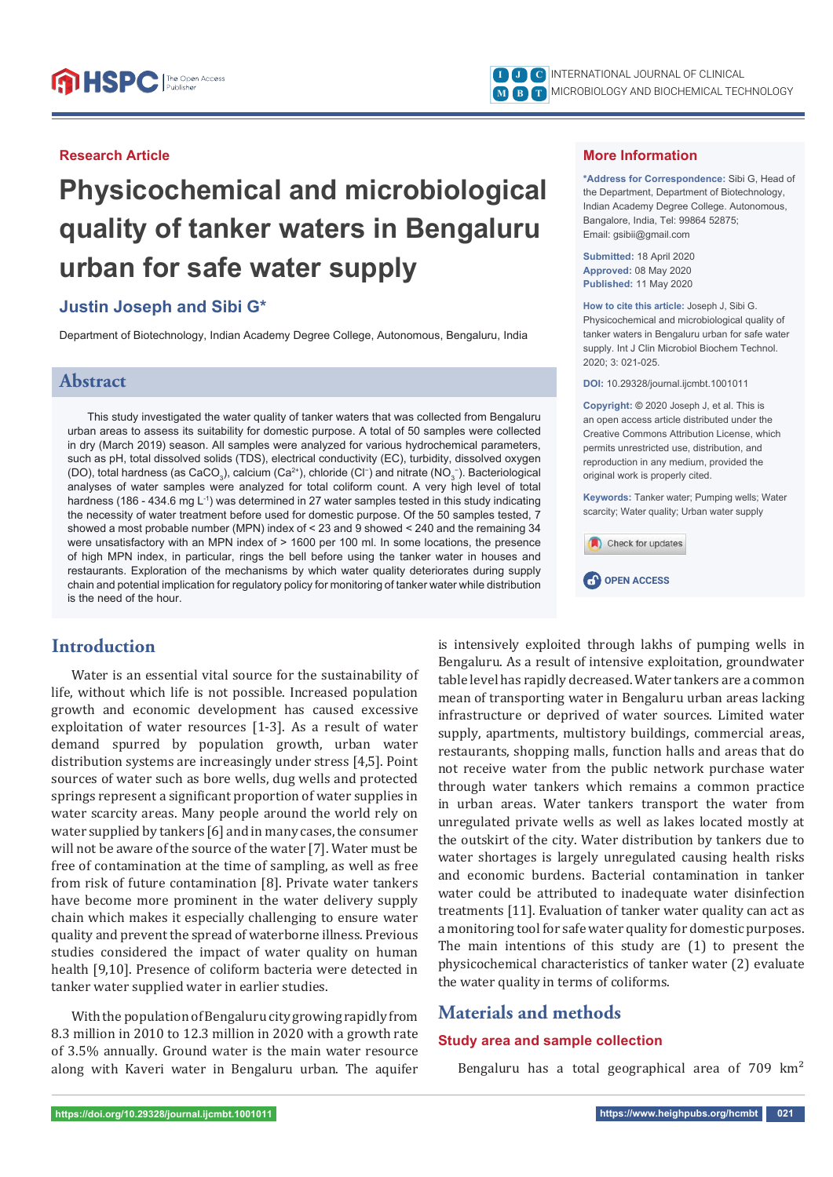Research Article

# Physicochemical and microbiological quality of tanker waters in Bengaluru urban for safe water supply

**Justin Joseph and Sibi G***

Department of Biotechnology, Indian Academy Degree College, Autonomous, Bengaluru, India

## More Information

**\*Address for Correspondence:** Sibi G, Head of the Department, Department of Biotechnology, Indian Academy Degree College. Autonomous, Bangalore, India, Tel: 99864 52875; Email: gsibii@gmail.com

**Submitted:** 18 April 2020
**Approved:** 08 May 2020
**Published:** 11 May 2020

**How to cite this article:** Joseph J, Sibi G. Physicochemical and microbiological quality of tanker waters in Bengaluru urban for safe water supply. Int J Clin Microbiol Biochem Technol. 2020; 3: 021-025.

**DOI:** 10.29328/journal.ijcmbt.1001011

**Copyright:** © 2020 Joseph J, et al. This is an open access article distributed under the Creative Commons Attribution License, which permits unrestricted use, distribution, and reproduction in any medium, provided the original work is properly cited.

**Keywords:** Tanker water; Pumping wells; Water scarcity; Water quality; Urban water supply

OPEN ACCESS

## Abstract

This study investigated the water quality of tanker waters that was collected from Bengaluru urban areas to assess its suitability for domestic purpose. A total of 50 samples were collected in dry (March 2019) season. All samples were analyzed for various hydrochemical parameters, such as pH, total dissolved solids (TDS), electrical conductivity (EC), turbidity, dissolved oxygen (DO), total hardness (as $CaCO_3$), calcium ($Ca^{2+}$), chloride ($Cl^-$) and nitrate ($NO_3^-$). Bacteriological analyses of water samples were analyzed for total coliform count. A very high level of total hardness (186 - 434.6 mg $L^{-1}$) was determined in 27 water samples tested in this study indicating the necessity of water treatment before used for domestic purpose. Of the 50 samples tested, 7 showed a most probable number (MPN) index of < 23 and 9 showed < 240 and the remaining 34 were unsatisfactory with an MPN index of > 1600 per 100 ml. In some locations, the presence of high MPN index, in particular, rings the bell before using the tanker water in houses and restaurants. Exploration of the mechanisms by which water quality deteriorates during supply chain and potential implication for regulatory policy for monitoring of tanker water while distribution is the need of the hour.

## Introduction

Water is an essential vital source for the sustainability of life, without which life is not possible. Increased population growth and economic development has caused excessive exploitation of water resources [1-3]. As a result of water demand spurred by population growth, urban water distribution systems are increasingly under stress [4,5]. Point sources of water such as bore wells, dug wells and protected springs represent a significant proportion of water supplies in water scarcity areas. Many people around the world rely on water supplied by tankers [6] and in many cases, the consumer will not be aware of the source of the water [7]. Water must be free of contamination at the time of sampling, as well as free from risk of future contamination [8]. Private water tankers have become more prominent in the water delivery supply chain which makes it especially challenging to ensure water quality and prevent the spread of waterborne illness. Previous studies considered the impact of water quality on human health [9,10]. Presence of coliform bacteria were detected in tanker water supplied water in earlier studies.

With the population of Bengaluru city growing rapidly from 8.3 million in 2010 to 12.3 million in 2020 with a growth rate of 3.5% annually. Ground water is the main water resource along with Kaveri water in Bengaluru urban. The aquifer is intensively exploited through lakhs of pumping wells in Bengaluru. As a result of intensive exploitation, groundwater table level has rapidly decreased. Water tankers are a common mean of transporting water in Bengaluru urban areas lacking infrastructure or deprived of water sources. Limited water supply, apartments, multistory buildings, commercial areas, restaurants, shopping malls, function halls and areas that do not receive water from the public network purchase water through water tankers which remains a common practice in urban areas. Water tankers transport the water from unregulated private wells as well as lakes located mostly at the outskirt of the city. Water distribution by tankers due to water shortages is largely unregulated causing health risks and economic burdens. Bacterial contamination in tanker water could be attributed to inadequate water disinfection treatments [11]. Evaluation of tanker water quality can act as a monitoring tool for safe water quality for domestic purposes. The main intentions of this study are (1) to present the physicochemical characteristics of tanker water (2) evaluate the water quality in terms of coliforms.

## Materials and methods

### Study area and sample collection

Bengaluru has a total geographical area of 709 km$^2$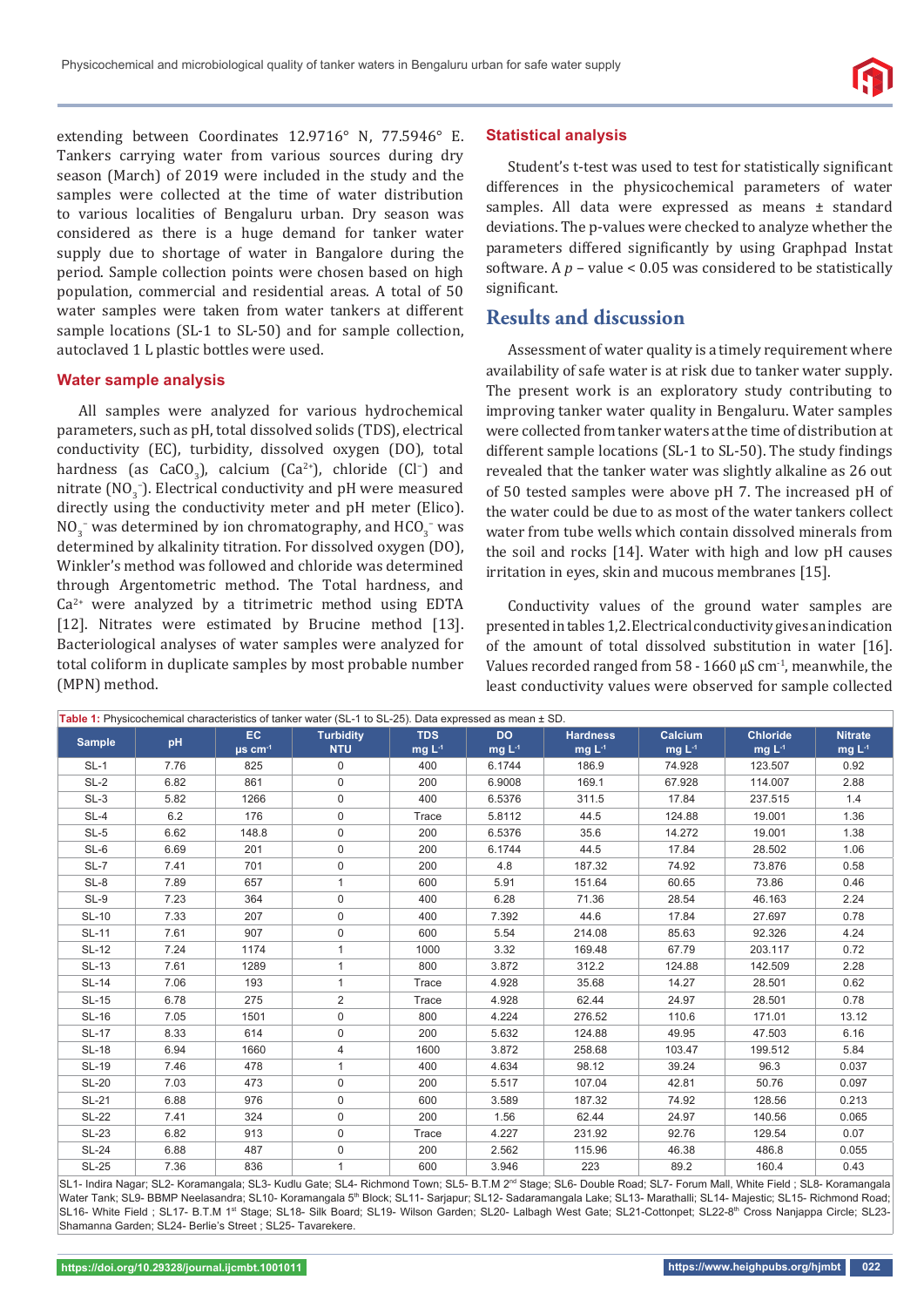extending between Coordinates 12.9716° N, 77.5946° E. Tankers carrying water from various sources during dry season (March) of 2019 were included in the study and the samples were collected at the time of water distribution to various localities of Bengaluru urban. Dry season was considered as there is a huge demand for tanker water supply due to shortage of water in Bangalore during the period. Sample collection points were chosen based on high population, commercial and residential areas. A total of 50 water samples were taken from water tankers at different sample locations (SL-1 to SL-50) and for sample collection, autoclaved 1 L plastic bottles were used.

### Water sample analysis

All samples were analyzed for various hydrochemical parameters, such as pH, total dissolved solids (TDS), electrical conductivity (EC), turbidity, dissolved oxygen (DO), total hardness (as $CaCO_3$), calcium ($Ca^{2+}$), chloride ($Cl^-$) and nitrate ($NO_3^-$). Electrical conductivity and pH were measured directly using the conductivity meter and pH meter (Elico). $NO_3^-$ was determined by ion chromatography, and $HCO_3^-$ was determined by alkalinity titration. For dissolved oxygen (DO), Winkler's method was followed and chloride was determined through Argentometric method. The Total hardness, and $Ca^{2+}$ were analyzed by a titrimetric method using EDTA [12]. Nitrates were estimated by Brucine method [13]. Bacteriological analyses of water samples were analyzed for total coliform in duplicate samples by most probable number (MPN) method.

### Statistical analysis

Student's t-test was used to test for statistically significant differences in the physicochemical parameters of water samples. All data were expressed as means ± standard deviations. The p-values were checked to analyze whether the parameters differed significantly by using Graphpad Instat software. A $p$ – value < 0.05 was considered to be statistically significant.

## Results and discussion

Assessment of water quality is a timely requirement where availability of safe water is at risk due to tanker water supply. The present work is an exploratory study contributing to improving tanker water quality in Bengaluru. Water samples were collected from tanker waters at the time of distribution at different sample locations (SL-1 to SL-50). The study findings revealed that the tanker water was slightly alkaline as 26 out of 50 tested samples were above pH 7. The increased pH of the water could be due to as most of the water tankers collect water from tube wells which contain dissolved minerals from the soil and rocks [14]. Water with high and low pH causes irritation in eyes, skin and mucous membranes [15].

Conductivity values of the ground water samples are presented in tables 1,2. Electrical conductivity gives an indication of the amount of total dissolved substitution in water [16]. Values recorded ranged from 58 - 1660 µS $cm^{-1}$, meanwhile, the least conductivity values were observed for sample collected

**Table 1:** Physicochemical characteristics of tanker water (SL-1 to SL-25). Data expressed as mean ± SD.

| Sample | pH | EC µs $cm^{-1}$ | Turbidity NTU | TDS mg $L^{-1}$ | DO mg $L^{-1}$ | Hardness mg $L^{-1}$ | Calcium mg $L^{-1}$ | Chloride mg $L^{-1}$ | Nitrate mg $L^{-1}$ |
|---|---|---|---|---|---|---|---|---|---|
| SL-1 | 7.76 | 825 | 0 | 400 | 6.1744 | 186.9 | 74.928 | 123.507 | 0.92 |
| SL-2 | 6.82 | 861 | 0 | 200 | 6.9008 | 169.1 | 67.928 | 114.007 | 2.88 |
| SL-3 | 5.82 | 1266 | 0 | 400 | 6.5376 | 311.5 | 17.84 | 237.515 | 1.4 |
| SL-4 | 6.2 | 176 | 0 | Trace | 5.8112 | 44.5 | 124.88 | 19.001 | 1.36 |
| SL-5 | 6.62 | 148.8 | 0 | 200 | 6.5376 | 35.6 | 14.272 | 19.001 | 1.38 |
| SL-6 | 6.69 | 201 | 0 | 200 | 6.1744 | 44.5 | 17.84 | 28.502 | 1.06 |
| SL-7 | 7.41 | 701 | 0 | 200 | 4.8 | 187.32 | 74.92 | 73.876 | 0.58 |
| SL-8 | 7.89 | 657 | 1 | 600 | 5.91 | 151.64 | 60.65 | 73.86 | 0.46 |
| SL-9 | 7.23 | 364 | 0 | 400 | 6.28 | 71.36 | 28.54 | 46.163 | 2.24 |
| SL-10 | 7.33 | 207 | 0 | 400 | 7.392 | 44.6 | 17.84 | 27.697 | 0.78 |
| SL-11 | 7.61 | 907 | 0 | 600 | 5.54 | 214.08 | 85.63 | 92.326 | 4.24 |
| SL-12 | 7.24 | 1174 | 1 | 1000 | 3.32 | 169.48 | 67.79 | 203.117 | 0.72 |
| SL-13 | 7.61 | 1289 | 1 | 800 | 3.872 | 312.2 | 124.88 | 142.509 | 2.28 |
| SL-14 | 7.06 | 193 | 1 | Trace | 4.928 | 35.68 | 14.27 | 28.501 | 0.62 |
| SL-15 | 6.78 | 275 | 2 | Trace | 4.928 | 62.44 | 24.97 | 28.501 | 0.78 |
| SL-16 | 7.05 | 1501 | 0 | 800 | 4.224 | 276.52 | 110.6 | 171.01 | 13.12 |
| SL-17 | 8.33 | 614 | 0 | 200 | 5.632 | 124.88 | 49.95 | 47.503 | 6.16 |
| SL-18 | 6.94 | 1660 | 4 | 1600 | 3.872 | 258.68 | 103.47 | 199.512 | 5.84 |
| SL-19 | 7.46 | 478 | 1 | 400 | 4.634 | 98.12 | 39.24 | 96.3 | 0.037 |
| SL-20 | 7.03 | 473 | 0 | 200 | 5.517 | 107.04 | 42.81 | 50.76 | 0.097 |
| SL-21 | 6.88 | 976 | 0 | 600 | 3.589 | 187.32 | 74.92 | 128.56 | 0.213 |
| SL-22 | 7.41 | 324 | 0 | 200 | 1.56 | 62.44 | 24.97 | 140.56 | 0.065 |
| SL-23 | 6.82 | 913 | 0 | Trace | 4.227 | 231.92 | 92.76 | 129.54 | 0.07 |
| SL-24 | 6.88 | 487 | 0 | 200 | 2.562 | 115.96 | 46.38 | 486.8 | 0.055 |
| SL-25 | 7.36 | 836 | 1 | 600 | 3.946 | 223 | 89.2 | 160.4 | 0.43 |

SL1- Indira Nagar; SL2- Koramangala; SL3- Kudlu Gate; SL4- Richmond Town; SL5- B.T.M 2nd Stage; SL6- Double Road; SL7- Forum Mall, White Field ; SL8- Koramangala Water Tank; SL9- BBMP Neelasandra; SL10- Koramangala 5th Block; SL11- Sarjapur; SL12- Sadaramangala Lake; SL13- Marathalli; SL14- Majestic; SL15- Richmond Road; SL16- White Field ; SL17- B.T.M 1st Stage; SL18- Silk Board; SL19- Wilson Garden; SL20- Lalbagh West Gate; SL21-Cottonpet; SL22-8th Cross Nanjappa Circle; SL23- Shamanna Garden; SL24- Berlie's Street ; SL25- Tavarekere.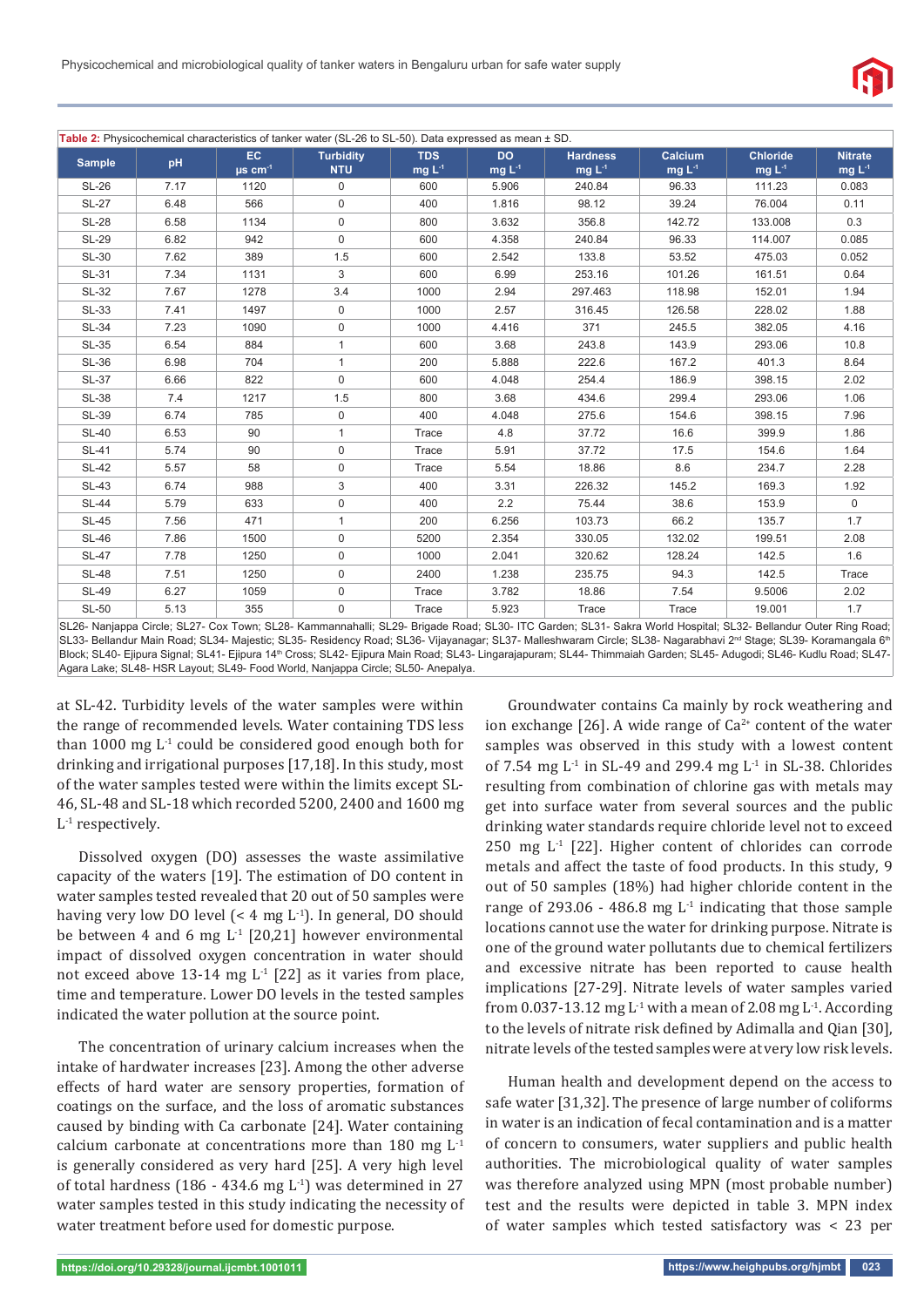Table 2: Physicochemical characteristics of tanker water (SL-26 to SL-50). Data expressed as mean ± SD.

| Sample | pH | EC µs $cm^{-1}$ | Turbidity NTU | TDS mg $L^{-1}$ | DO mg $L^{-1}$ | Hardness mg $L^{-1}$ | Calcium mg $L^{-1}$ | Chloride mg $L^{-1}$ | Nitrate mg $L^{-1}$ |
|---|---|---|---|---|---|---|---|---|---|
| SL-26 | 7.17 | 1120 | 0 | 600 | 5.906 | 240.84 | 96.33 | 111.23 | 0.083 |
| SL-27 | 6.48 | 566 | 0 | 400 | 1.816 | 98.12 | 39.24 | 76.004 | 0.11 |
| SL-28 | 6.58 | 1134 | 0 | 800 | 3.632 | 356.8 | 142.72 | 133.008 | 0.3 |
| SL-29 | 6.82 | 942 | 0 | 600 | 4.358 | 240.84 | 96.33 | 114.007 | 0.085 |
| SL-30 | 7.62 | 389 | 1.5 | 600 | 2.542 | 133.8 | 53.52 | 475.03 | 0.052 |
| SL-31 | 7.34 | 1131 | 3 | 600 | 6.99 | 253.16 | 101.26 | 161.51 | 0.64 |
| SL-32 | 7.67 | 1278 | 3.4 | 1000 | 2.94 | 297.463 | 118.98 | 152.01 | 1.94 |
| SL-33 | 7.41 | 1497 | 0 | 1000 | 2.57 | 316.45 | 126.58 | 228.02 | 1.88 |
| SL-34 | 7.23 | 1090 | 0 | 1000 | 4.416 | 371 | 245.5 | 382.05 | 4.16 |
| SL-35 | 6.54 | 884 | 1 | 600 | 3.68 | 243.8 | 143.9 | 293.06 | 10.8 |
| SL-36 | 6.98 | 704 | 1 | 200 | 5.888 | 222.6 | 167.2 | 401.3 | 8.64 |
| SL-37 | 6.66 | 822 | 0 | 600 | 4.048 | 254.4 | 186.9 | 398.15 | 2.02 |
| SL-38 | 7.4 | 1217 | 1.5 | 800 | 3.68 | 434.6 | 299.4 | 293.06 | 1.06 |
| SL-39 | 6.74 | 785 | 0 | 400 | 4.048 | 275.6 | 154.6 | 398.15 | 7.96 |
| SL-40 | 6.53 | 90 | 1 | Trace | 4.8 | 37.72 | 16.6 | 399.9 | 1.86 |
| SL-41 | 5.74 | 90 | 0 | Trace | 5.91 | 37.72 | 17.5 | 154.6 | 1.64 |
| SL-42 | 5.57 | 58 | 0 | Trace | 5.54 | 18.86 | 8.6 | 234.7 | 2.28 |
| SL-43 | 6.74 | 988 | 3 | 400 | 3.31 | 226.32 | 145.2 | 169.3 | 1.92 |
| SL-44 | 5.79 | 633 | 0 | 400 | 2.2 | 75.44 | 38.6 | 153.9 | 0 |
| SL-45 | 7.56 | 471 | 1 | 200 | 6.256 | 103.73 | 66.2 | 135.7 | 1.7 |
| SL-46 | 7.86 | 1500 | 0 | 5200 | 2.354 | 330.05 | 132.02 | 199.51 | 2.08 |
| SL-47 | 7.78 | 1250 | 0 | 1000 | 2.041 | 320.62 | 128.24 | 142.5 | 1.6 |
| SL-48 | 7.51 | 1250 | 0 | 2400 | 1.238 | 235.75 | 94.3 | 142.5 | Trace |
| SL-49 | 6.27 | 1059 | 0 | Trace | 3.782 | 18.86 | 7.54 | 9.5006 | 2.02 |
| SL-50 | 5.13 | 355 | 0 | Trace | 5.923 | Trace | Trace | 19.001 | 1.7 |

SL26- Nanjappa Circle; SL27- Cox Town; SL28- Kammannahalli; SL29- Brigade Road; SL30- ITC Garden; SL31- Sakra World Hospital; SL32- Bellandur Outer Ring Road; SL33- Bellandur Main Road; SL34- Majestic; SL35- Residency Road; SL36- Vijayanagar; SL37- Malleshwaram Circle; SL38- Nagarabhavi 2nd Stage; SL39- Koramangala 6th Block; SL40- Ejipura Signal; SL41- Ejipura 14th Cross; SL42- Ejipura Main Road; SL43- Lingarajapuram; SL44- Thimmaiah Garden; SL45- Adugodi; SL46- Kudlu Road; SL47- Agara Lake; SL48- HSR Layout; SL49- Food World, Nanjappa Circle; SL50- Anepalya.

at SL-42. Turbidity levels of the water samples were within the range of recommended levels. Water containing TDS less than 1000 mg $L^{-1}$ could be considered good enough both for drinking and irrigational purposes [17,18]. In this study, most of the water samples tested were within the limits except SL-46, SL-48 and SL-18 which recorded 5200, 2400 and 1600 mg $L^{-1}$ respectively.

Dissolved oxygen (DO) assesses the waste assimilative capacity of the waters [19]. The estimation of DO content in water samples tested revealed that 20 out of 50 samples were having very low DO level (< 4 mg $L^{-1}$). In general, DO should be between 4 and 6 mg $L^{-1}$ [20,21] however environmental impact of dissolved oxygen concentration in water should not exceed above 13-14 mg $L^{-1}$ [22] as it varies from place, time and temperature. Lower DO levels in the tested samples indicated the water pollution at the source point.

The concentration of urinary calcium increases when the intake of hardwater increases [23]. Among the other adverse effects of hard water are sensory properties, formation of coatings on the surface, and the loss of aromatic substances caused by binding with Ca carbonate [24]. Water containing calcium carbonate at concentrations more than 180 mg $L^{-1}$ is generally considered as very hard [25]. A very high level of total hardness (186 - 434.6 mg $L^{-1}$) was determined in 27 water samples tested in this study indicating the necessity of water treatment before used for domestic purpose.

Groundwater contains Ca mainly by rock weathering and ion exchange [26]. A wide range of $Ca^{2+}$ content of the water samples was observed in this study with a lowest content of 7.54 mg $L^{-1}$ in SL-49 and 299.4 mg $L^{-1}$ in SL-38. Chlorides resulting from combination of chlorine gas with metals may get into surface water from several sources and the public drinking water standards require chloride level not to exceed 250 mg $L^{-1}$ [22]. Higher content of chlorides can corrode metals and affect the taste of food products. In this study, 9 out of 50 samples (18%) had higher chloride content in the range of 293.06 - 486.8 mg $L^{-1}$ indicating that those sample locations cannot use the water for drinking purpose. Nitrate is one of the ground water pollutants due to chemical fertilizers and excessive nitrate has been reported to cause health implications [27-29]. Nitrate levels of water samples varied from 0.037-13.12 mg $L^{-1}$ with a mean of 2.08 mg $L^{-1}$. According to the levels of nitrate risk defined by Adimalla and Qian [30], nitrate levels of the tested samples were at very low risk levels.

Human health and development depend on the access to safe water [31,32]. The presence of large number of coliforms in water is an indication of fecal contamination and is a matter of concern to consumers, water suppliers and public health authorities. The microbiological quality of water samples was therefore analyzed using MPN (most probable number) test and the results were depicted in table 3. MPN index of water samples which tested satisfactory was < 23 per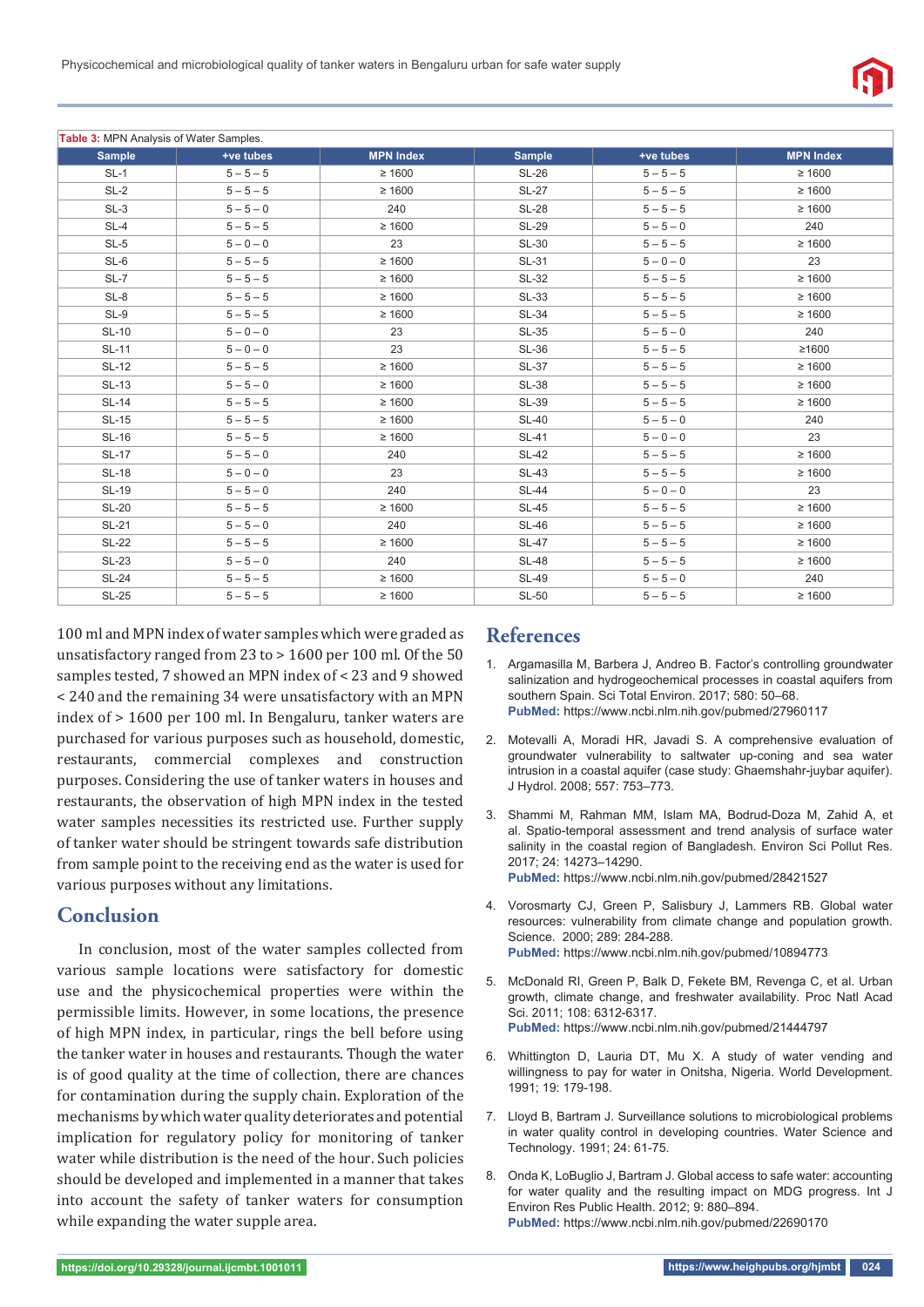Table 3: MPN Analysis of Water Samples.

| Sample | +ve tubes | MPN Index | Sample | +ve tubes | MPN Index |
|---|---|---|---|---|---|
| SL-1 | 5 – 5 – 5 | ≥ 1600 | SL-26 | 5 – 5 – 5 | ≥ 1600 |
| SL-2 | 5 – 5 – 5 | ≥ 1600 | SL-27 | 5 – 5 – 5 | ≥ 1600 |
| SL-3 | 5 – 5 – 0 | 240 | SL-28 | 5 – 5 – 5 | ≥ 1600 |
| SL-4 | 5 – 5 – 5 | ≥ 1600 | SL-29 | 5 – 5 – 0 | 240 |
| SL-5 | 5 – 0 – 0 | 23 | SL-30 | 5 – 5 – 5 | ≥ 1600 |
| SL-6 | 5 – 5 – 5 | ≥ 1600 | SL-31 | 5 – 0 – 0 | 23 |
| SL-7 | 5 – 5 – 5 | ≥ 1600 | SL-32 | 5 – 5 – 5 | ≥ 1600 |
| SL-8 | 5 – 5 – 5 | ≥ 1600 | SL-33 | 5 – 5 – 5 | ≥ 1600 |
| SL-9 | 5 – 5 – 5 | ≥ 1600 | SL-34 | 5 – 5 – 5 | ≥ 1600 |
| SL-10 | 5 – 0 – 0 | 23 | SL-35 | 5 – 5 – 0 | 240 |
| SL-11 | 5 – 0 – 0 | 23 | SL-36 | 5 – 5 – 5 | ≥1600 |
| SL-12 | 5 – 5 – 5 | ≥ 1600 | SL-37 | 5 – 5 – 5 | ≥ 1600 |
| SL-13 | 5 – 5 – 0 | ≥ 1600 | SL-38 | 5 – 5 – 5 | ≥ 1600 |
| SL-14 | 5 – 5 – 5 | ≥ 1600 | SL-39 | 5 – 5 – 5 | ≥ 1600 |
| SL-15 | 5 – 5 – 5 | ≥ 1600 | SL-40 | 5 – 5 – 0 | 240 |
| SL-16 | 5 – 5 – 5 | ≥ 1600 | SL-41 | 5 – 0 – 0 | 23 |
| SL-17 | 5 – 5 – 0 | 240 | SL-42 | 5 – 5 – 5 | ≥ 1600 |
| SL-18 | 5 – 0 – 0 | 23 | SL-43 | 5 – 5 – 5 | ≥ 1600 |
| SL-19 | 5 – 5 – 0 | 240 | SL-44 | 5 – 0 – 0 | 23 |
| SL-20 | 5 – 5 – 5 | ≥ 1600 | SL-45 | 5 – 5 – 5 | ≥ 1600 |
| SL-21 | 5 – 5 – 0 | 240 | SL-46 | 5 – 5 – 5 | ≥ 1600 |
| SL-22 | 5 – 5 – 5 | ≥ 1600 | SL-47 | 5 – 5 – 5 | ≥ 1600 |
| SL-23 | 5 – 5 – 0 | 240 | SL-48 | 5 – 5 – 5 | ≥ 1600 |
| SL-24 | 5 – 5 – 5 | ≥ 1600 | SL-49 | 5 – 5 – 0 | 240 |
| SL-25 | 5 – 5 – 5 | ≥ 1600 | SL-50 | 5 – 5 – 5 | ≥ 1600 |

100 ml and MPN index of water samples which were graded as unsatisfactory ranged from 23 to > 1600 per 100 ml. Of the 50 samples tested, 7 showed an MPN index of < 23 and 9 showed < 240 and the remaining 34 were unsatisfactory with an MPN index of > 1600 per 100 ml. In Bengaluru, tanker waters are purchased for various purposes such as household, domestic, restaurants, commercial complexes and construction purposes. Considering the use of tanker waters in houses and restaurants, the observation of high MPN index in the tested water samples necessities its restricted use. Further supply of tanker water should be stringent towards safe distribution from sample point to the receiving end as the water is used for various purposes without any limitations.

## Conclusion

In conclusion, most of the water samples collected from various sample locations were satisfactory for domestic use and the physicochemical properties were within the permissible limits. However, in some locations, the presence of high MPN index, in particular, rings the bell before using the tanker water in houses and restaurants. Though the water is of good quality at the time of collection, there are chances for contamination during the supply chain. Exploration of the mechanisms by which water quality deteriorates and potential implication for regulatory policy for monitoring of tanker water while distribution is the need of the hour. Such policies should be developed and implemented in a manner that takes into account the safety of tanker waters for consumption while expanding the water supple area.

## References

1. Argamasilla M, Barbera J, Andreo B. Factor's controlling groundwater salinization and hydrogeochemical processes in coastal aquifers from southern Spain. Sci Total Environ. 2017; 580: 50–68. **PubMed:** https://www.ncbi.nlm.nih.gov/pubmed/27960117

2. Motevalli A, Moradi HR, Javadi S. A comprehensive evaluation of groundwater vulnerability to saltwater up-coning and sea water intrusion in a coastal aquifer (case study: Ghaemshahr-juybar aquifer). J Hydrol. 2008; 557: 753–773.

3. Shammi M, Rahman MM, Islam MA, Bodrud-Doza M, Zahid A, et al. Spatio-temporal assessment and trend analysis of surface water salinity in the coastal region of Bangladesh. Environ Sci Pollut Res. 2017; 24: 14273–14290. **PubMed:** https://www.ncbi.nlm.nih.gov/pubmed/28421527

4. Vorosmarty CJ, Green P, Salisbury J, Lammers RB. Global water resources: vulnerability from climate change and population growth. Science. 2000; 289: 284-288. **PubMed:** https://www.ncbi.nlm.nih.gov/pubmed/10894773

5. McDonald RI, Green P, Balk D, Fekete BM, Revenga C, et al. Urban growth, climate change, and freshwater availability. Proc Natl Acad Sci. 2011; 108: 6312-6317. **PubMed:** https://www.ncbi.nlm.nih.gov/pubmed/21444797

6. Whittington D, Lauria DT, Mu X. A study of water vending and willingness to pay for water in Onitsha, Nigeria. World Development. 1991; 19: 179-198.

7. Lloyd B, Bartram J. Surveillance solutions to microbiological problems in water quality control in developing countries. Water Science and Technology. 1991; 24: 61-75.

8. Onda K, LoBuglio J, Bartram J. Global access to safe water: accounting for water quality and the resulting impact on MDG progress. Int J Environ Res Public Health. 2012; 9: 880–894. **PubMed:** https://www.ncbi.nlm.nih.gov/pubmed/22690170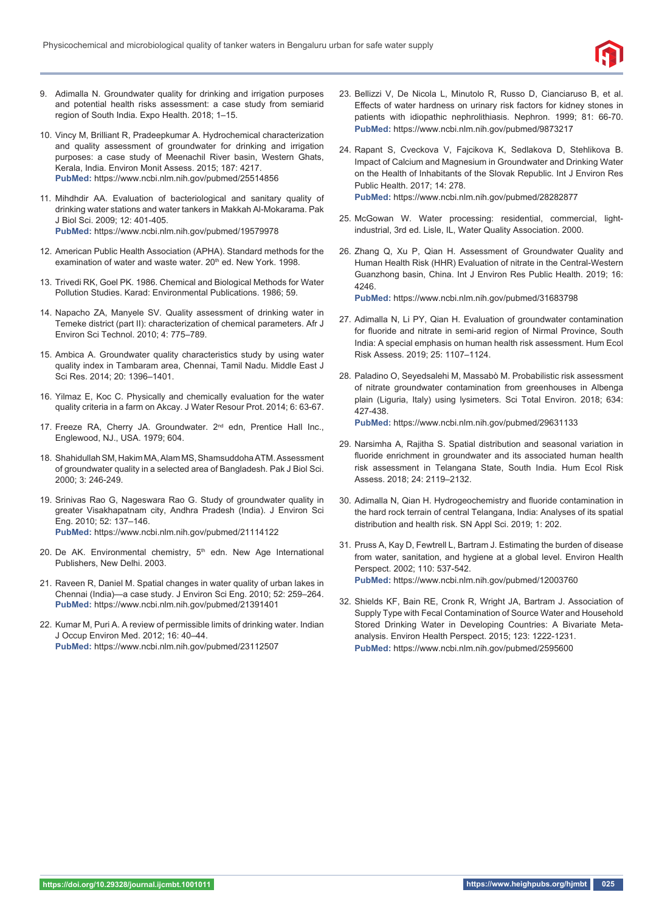9. Adimalla N. Groundwater quality for drinking and irrigation purposes and potential health risks assessment: a case study from semiarid region of South India. Expo Health. 2018; 1–15.

10. Vincy M, Brilliant R, Pradeepkumar A. Hydrochemical characterization and quality assessment of groundwater for drinking and irrigation purposes: a case study of Meenachil River basin, Western Ghats, Kerala, India. Environ Monit Assess. 2015; 187: 4217.
**PubMed:** https://www.ncbi.nlm.nih.gov/pubmed/25514856

11. Mihdhdir AA. Evaluation of bacteriological and sanitary quality of drinking water stations and water tankers in Makkah Al-Mokarama. Pak J Biol Sci. 2009; 12: 401-405.
**PubMed:** https://www.ncbi.nlm.nih.gov/pubmed/19579978

12. American Public Health Association (APHA). Standard methods for the examination of water and waste water. 20th ed. New York. 1998.

13. Trivedi RK, Goel PK. 1986. Chemical and Biological Methods for Water Pollution Studies. Karad: Environmental Publications. 1986; 59.

14. Napacho ZA, Manyele SV. Quality assessment of drinking water in Temeke district (part II): characterization of chemical parameters. Afr J Environ Sci Technol. 2010; 4: 775–789.

15. Ambica A. Groundwater quality characteristics study by using water quality index in Tambaram area, Chennai, Tamil Nadu. Middle East J Sci Res. 2014; 20: 1396–1401.

16. Yilmaz E, Koc C. Physically and chemically evaluation for the water quality criteria in a farm on Akcay. J Water Resour Prot. 2014; 6: 63-67.

17. Freeze RA, Cherry JA. Groundwater. 2nd edn, Prentice Hall Inc., Englewood, NJ., USA. 1979; 604.

18. Shahidullah SM, Hakim MA, Alam MS, Shamsuddoha ATM. Assessment of groundwater quality in a selected area of Bangladesh. Pak J Biol Sci. 2000; 3: 246-249.

19. Srinivas Rao G, Nageswara Rao G. Study of groundwater quality in greater Visakhapatnam city, Andhra Pradesh (India). J Environ Sci Eng. 2010; 52: 137–146.
**PubMed:** https://www.ncbi.nlm.nih.gov/pubmed/21114122

20. De AK. Environmental chemistry, 5th edn. New Age International Publishers, New Delhi. 2003.

21. Raveen R, Daniel M. Spatial changes in water quality of urban lakes in Chennai (India)—a case study. J Environ Sci Eng. 2010; 52: 259–264.
**PubMed:** https://www.ncbi.nlm.nih.gov/pubmed/21391401

22. Kumar M, Puri A. A review of permissible limits of drinking water. Indian J Occup Environ Med. 2012; 16: 40–44.
**PubMed:** https://www.ncbi.nlm.nih.gov/pubmed/23112507

23. Bellizzi V, De Nicola L, Minutolo R, Russo D, Cianciaruso B, et al. Effects of water hardness on urinary risk factors for kidney stones in patients with idiopathic nephrolithiasis. Nephron. 1999; 81: 66-70.
**PubMed:** https://www.ncbi.nlm.nih.gov/pubmed/9873217

24. Rapant S, Cveckova V, Fajcikova K, Sedlakova D, Stehlikova B. Impact of Calcium and Magnesium in Groundwater and Drinking Water on the Health of Inhabitants of the Slovak Republic. Int J Environ Res Public Health. 2017; 14: 278.
**PubMed:** https://www.ncbi.nlm.nih.gov/pubmed/28282877

25. McGowan W. Water processing: residential, commercial, light-industrial, 3rd ed. Lisle, IL, Water Quality Association. 2000.

26. Zhang Q, Xu P, Qian H. Assessment of Groundwater Quality and Human Health Risk (HHR) Evaluation of nitrate in the Central-Western Guanzhong basin, China. Int J Environ Res Public Health. 2019; 16: 4246.
**PubMed:** https://www.ncbi.nlm.nih.gov/pubmed/31683798

27. Adimalla N, Li PY, Qian H. Evaluation of groundwater contamination for fluoride and nitrate in semi-arid region of Nirmal Province, South India: A special emphasis on human health risk assessment. Hum Ecol Risk Assess. 2019; 25: 1107–1124.

28. Paladino O, Seyedsalehi M, Massabò M. Probabilistic risk assessment of nitrate groundwater contamination from greenhouses in Albenga plain (Liguria, Italy) using lysimeters. Sci Total Environ. 2018; 634: 427-438.
**PubMed:** https://www.ncbi.nlm.nih.gov/pubmed/29631133

29. Narsimha A, Rajitha S. Spatial distribution and seasonal variation in fluoride enrichment in groundwater and its associated human health risk assessment in Telangana State, South India. Hum Ecol Risk Assess. 2018; 24: 2119–2132.

30. Adimalla N, Qian H. Hydrogeochemistry and fluoride contamination in the hard rock terrain of central Telangana, India: Analyses of its spatial distribution and health risk. SN Appl Sci. 2019; 1: 202.

31. Pruss A, Kay D, Fewtrell L, Bartram J. Estimating the burden of disease from water, sanitation, and hygiene at a global level. Environ Health Perspect. 2002; 110: 537-542.
**PubMed:** https://www.ncbi.nlm.nih.gov/pubmed/12003760

32. Shields KF, Bain RE, Cronk R, Wright JA, Bartram J. Association of Supply Type with Fecal Contamination of Source Water and Household Stored Drinking Water in Developing Countries: A Bivariate Meta-analysis. Environ Health Perspect. 2015; 123: 1222-1231.
**PubMed:** https://www.ncbi.nlm.nih.gov/pubmed/2595600